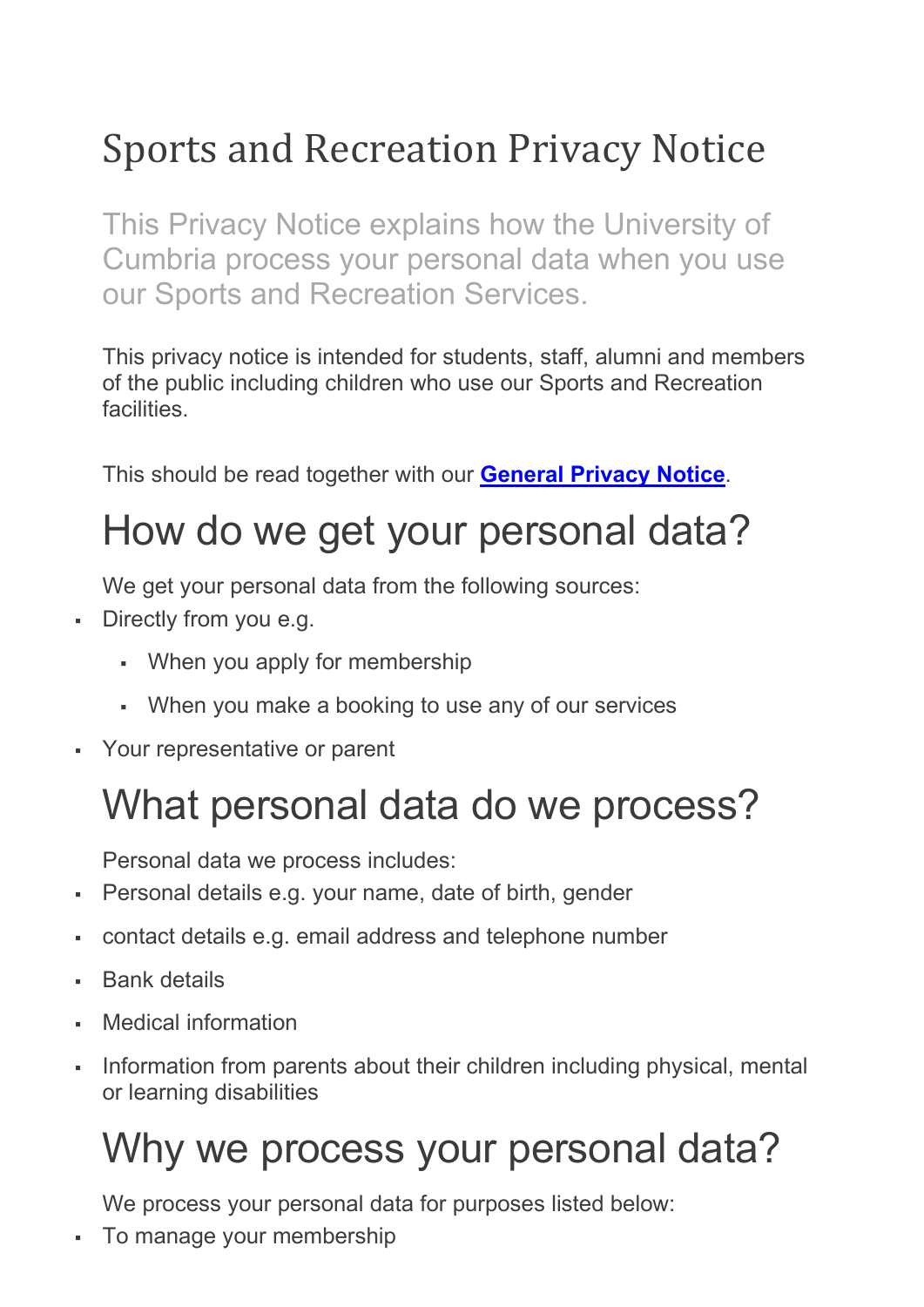# Sports and Recreation Privacy Notice

This Privacy Notice explains how the University of Cumbria process your personal data when you use our Sports and Recreation Services.

This privacy notice is intended for students, staff, alumni and members of the public including children who use our Sports and Recreation facilities.

This should be read together with our **General Privacy Notice**.

## How do we get your personal data?

We get your personal data from the following sources:

- Directly from you e.g.
  - When you apply for membership
  - When you make a booking to use any of our services
- Your representative or parent

## What personal data do we process?

Personal data we process includes:

- Personal details e.g. your name, date of birth, gender
- contact details e.g. email address and telephone number
- Bank details
- Medical information
- Information from parents about their children including physical, mental or learning disabilities

## Why we process your personal data?

We process your personal data for purposes listed below:

- To manage your membership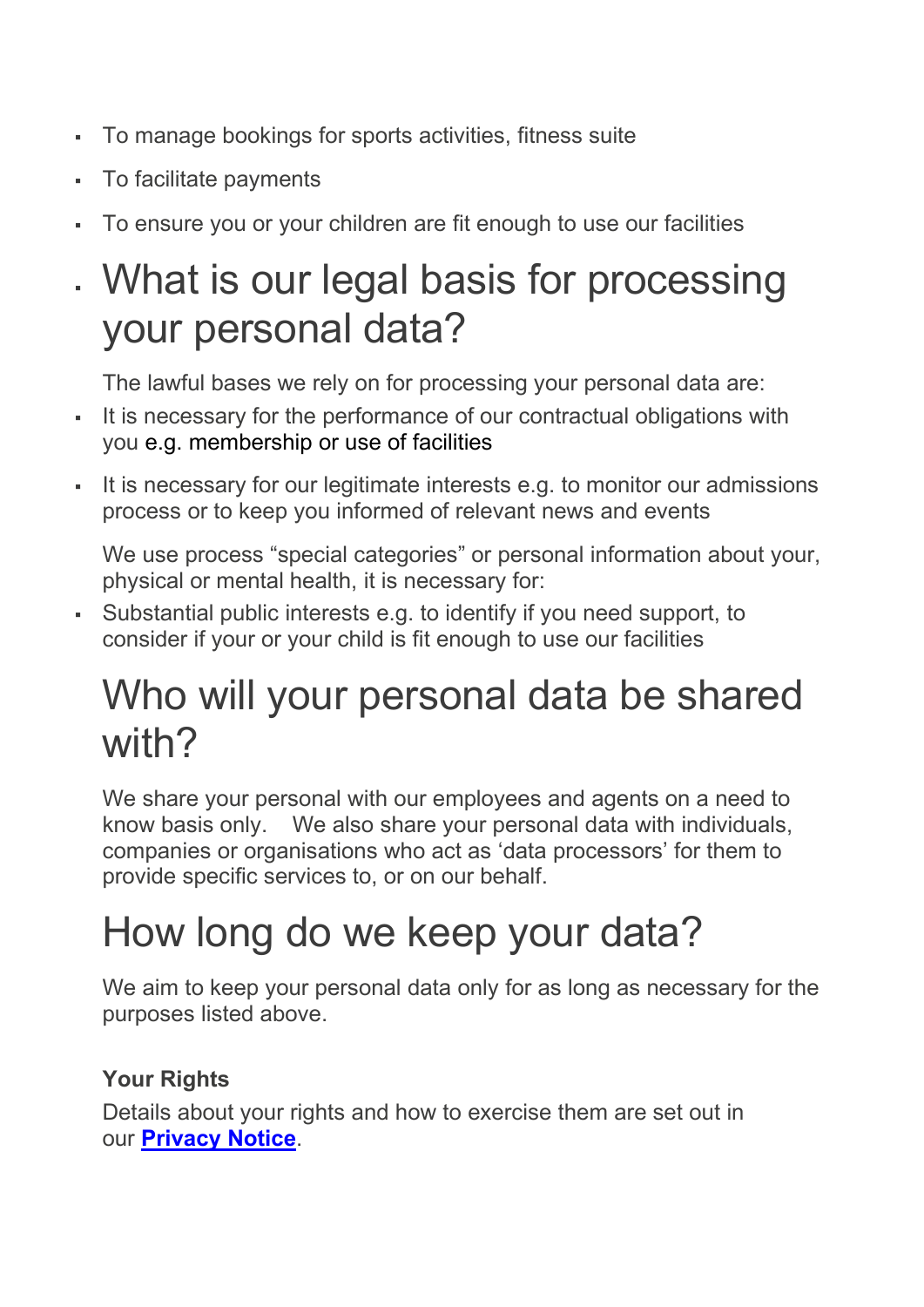- To manage bookings for sports activities, fitness suite
- To facilitate payments
- To ensure you or your children are fit enough to use our facilities

## What is our legal basis for processing your personal data?

The lawful bases we rely on for processing your personal data are:

- It is necessary for the performance of our contractual obligations with you e.g. membership or use of facilities
- It is necessary for our legitimate interests e.g. to monitor our admissions process or to keep you informed of relevant news and events

We use process "special categories" or personal information about your, physical or mental health, it is necessary for:

- Substantial public interests e.g. to identify if you need support, to consider if your or your child is fit enough to use our facilities

## Who will your personal data be shared with?

We share your personal with our employees and agents on a need to know basis only. We also share your personal data with individuals, companies or organisations who act as 'data processors' for them to provide specific services to, or on our behalf.

## How long do we keep your data?

We aim to keep your personal data only for as long as necessary for the purposes listed above.

**Your Rights**

Details about your rights and how to exercise them are set out in our **Privacy Notice**.